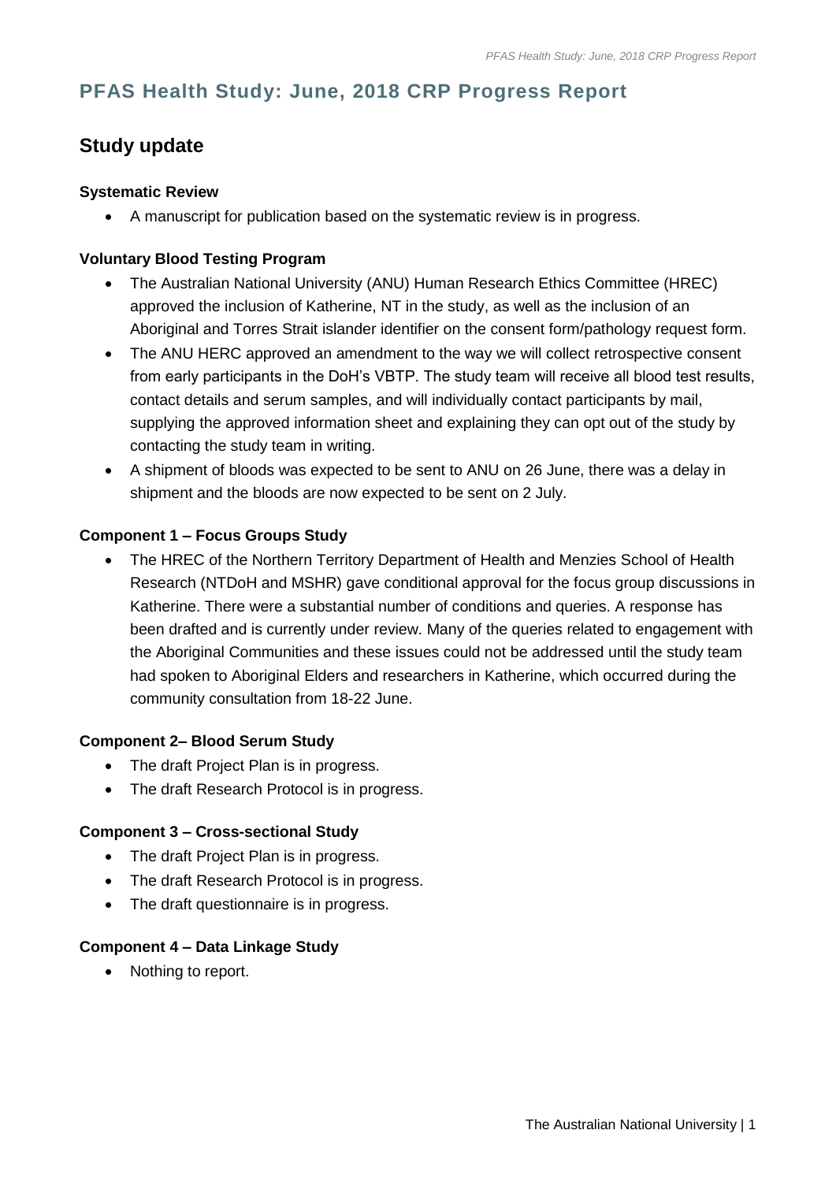# PFAS Health Study: June, 2018 CRP Progress Report

## Study update

### Systematic Review

- A manuscript for publication based on the systematic review is in progress.

### Voluntary Blood Testing Program

- The Australian National University (ANU) Human Research Ethics Committee (HREC) approved the inclusion of Katherine, NT in the study, as well as the inclusion of an Aboriginal and Torres Strait islander identifier on the consent form/pathology request form.
- The ANU HERC approved an amendment to the way we will collect retrospective consent from early participants in the DoH's VBTP. The study team will receive all blood test results, contact details and serum samples, and will individually contact participants by mail, supplying the approved information sheet and explaining they can opt out of the study by contacting the study team in writing.
- A shipment of bloods was expected to be sent to ANU on 26 June, there was a delay in shipment and the bloods are now expected to be sent on 2 July.

### Component 1 – Focus Groups Study

- The HREC of the Northern Territory Department of Health and Menzies School of Health Research (NTDoH and MSHR) gave conditional approval for the focus group discussions in Katherine. There were a substantial number of conditions and queries. A response has been drafted and is currently under review. Many of the queries related to engagement with the Aboriginal Communities and these issues could not be addressed until the study team had spoken to Aboriginal Elders and researchers in Katherine, which occurred during the community consultation from 18-22 June.

### Component 2– Blood Serum Study

- The draft Project Plan is in progress.
- The draft Research Protocol is in progress.

### Component 3 – Cross-sectional Study

- The draft Project Plan is in progress.
- The draft Research Protocol is in progress.
- The draft questionnaire is in progress.

### Component 4 – Data Linkage Study

- Nothing to report.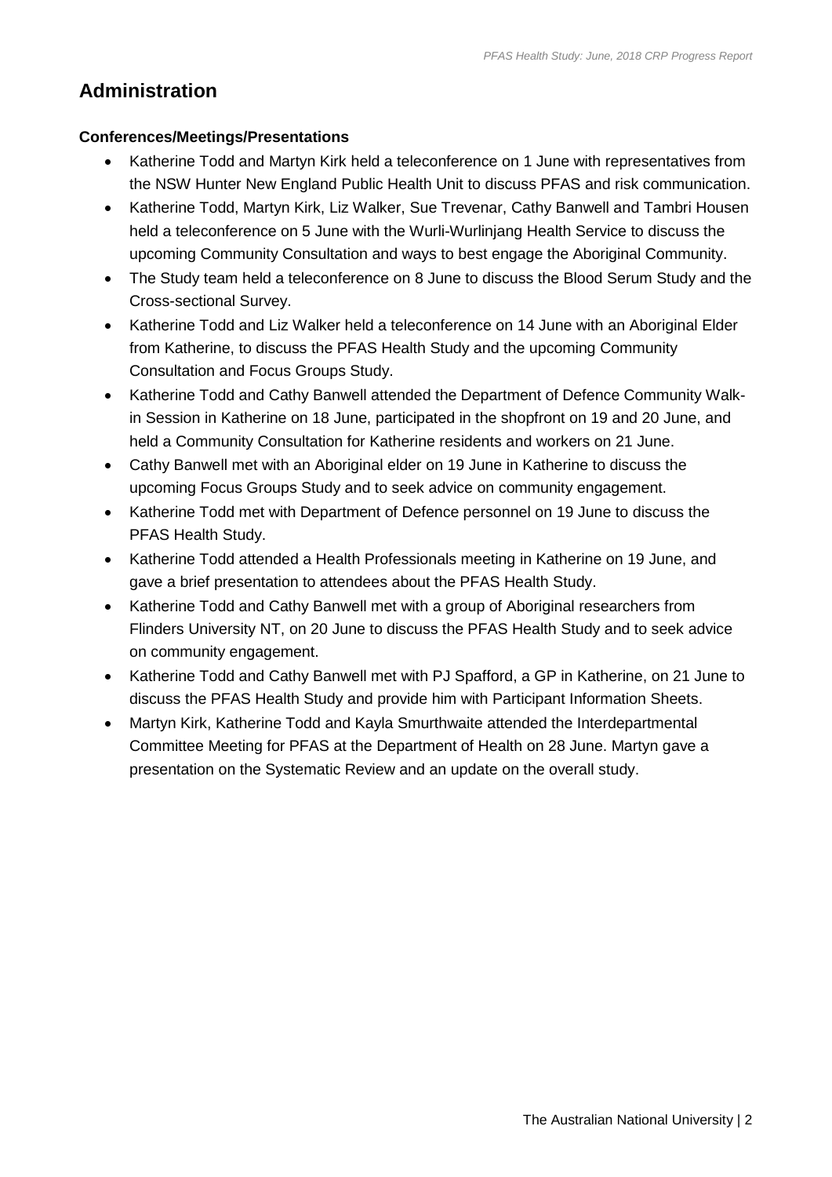## Administration

**Conferences/Meetings/Presentations**

- Katherine Todd and Martyn Kirk held a teleconference on 1 June with representatives from the NSW Hunter New England Public Health Unit to discuss PFAS and risk communication.
- Katherine Todd, Martyn Kirk, Liz Walker, Sue Trevenar, Cathy Banwell and Tambri Housen held a teleconference on 5 June with the Wurli-Wurlinjang Health Service to discuss the upcoming Community Consultation and ways to best engage the Aboriginal Community.
- The Study team held a teleconference on 8 June to discuss the Blood Serum Study and the Cross-sectional Survey.
- Katherine Todd and Liz Walker held a teleconference on 14 June with an Aboriginal Elder from Katherine, to discuss the PFAS Health Study and the upcoming Community Consultation and Focus Groups Study.
- Katherine Todd and Cathy Banwell attended the Department of Defence Community Walk-in Session in Katherine on 18 June, participated in the shopfront on 19 and 20 June, and held a Community Consultation for Katherine residents and workers on 21 June.
- Cathy Banwell met with an Aboriginal elder on 19 June in Katherine to discuss the upcoming Focus Groups Study and to seek advice on community engagement.
- Katherine Todd met with Department of Defence personnel on 19 June to discuss the PFAS Health Study.
- Katherine Todd attended a Health Professionals meeting in Katherine on 19 June, and gave a brief presentation to attendees about the PFAS Health Study.
- Katherine Todd and Cathy Banwell met with a group of Aboriginal researchers from Flinders University NT, on 20 June to discuss the PFAS Health Study and to seek advice on community engagement.
- Katherine Todd and Cathy Banwell met with PJ Spafford, a GP in Katherine, on 21 June to discuss the PFAS Health Study and provide him with Participant Information Sheets.
- Martyn Kirk, Katherine Todd and Kayla Smurthwaite attended the Interdepartmental Committee Meeting for PFAS at the Department of Health on 28 June. Martyn gave a presentation on the Systematic Review and an update on the overall study.